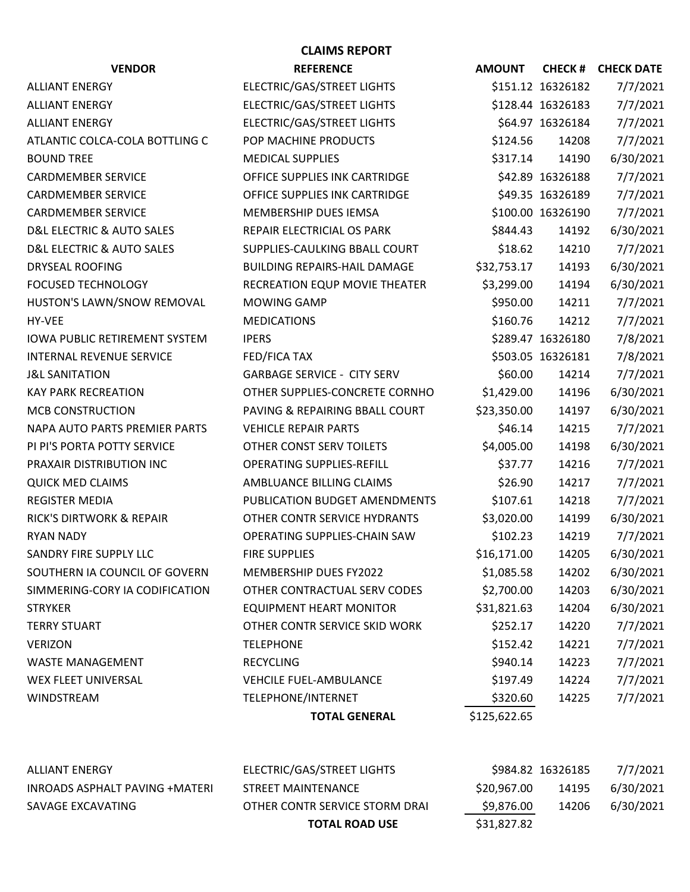# CLAIMS REPORT

| VENDOR | REFERENCE | AMOUNT | CHECK # | CHECK DATE |
|---|---|---|---|---|
| ALLIANT ENERGY | ELECTRIC/GAS/STREET LIGHTS | $151.12 | 16326182 | 7/7/2021 |
| ALLIANT ENERGY | ELECTRIC/GAS/STREET LIGHTS | $128.44 | 16326183 | 7/7/2021 |
| ALLIANT ENERGY | ELECTRIC/GAS/STREET LIGHTS | $64.97 | 16326184 | 7/7/2021 |
| ATLANTIC COLCA-COLA BOTTLING C | POP MACHINE PRODUCTS | $124.56 | 14208 | 7/7/2021 |
| BOUND TREE | MEDICAL SUPPLIES | $317.14 | 14190 | 6/30/2021 |
| CARDMEMBER SERVICE | OFFICE SUPPLIES INK CARTRIDGE | $42.89 | 16326188 | 7/7/2021 |
| CARDMEMBER SERVICE | OFFICE SUPPLIES INK CARTRIDGE | $49.35 | 16326189 | 7/7/2021 |
| CARDMEMBER SERVICE | MEMBERSHIP DUES IEMSA | $100.00 | 16326190 | 7/7/2021 |
| D&L ELECTRIC & AUTO SALES | REPAIR ELECTRICIAL OS PARK | $844.43 | 14192 | 6/30/2021 |
| D&L ELECTRIC & AUTO SALES | SUPPLIES-CAULKING BBALL COURT | $18.62 | 14210 | 7/7/2021 |
| DRYSEAL ROOFING | BUILDING REPAIRS-HAIL DAMAGE | $32,753.17 | 14193 | 6/30/2021 |
| FOCUSED TECHNOLOGY | RECREATION EQUP MOVIE THEATER | $3,299.00 | 14194 | 6/30/2021 |
| HUSTON'S LAWN/SNOW REMOVAL | MOWING GAMP | $950.00 | 14211 | 7/7/2021 |
| HY-VEE | MEDICATIONS | $160.76 | 14212 | 7/7/2021 |
| IOWA PUBLIC RETIREMENT SYSTEM | IPERS | $289.47 | 16326180 | 7/8/2021 |
| INTERNAL REVENUE SERVICE | FED/FICA TAX | $503.05 | 16326181 | 7/8/2021 |
| J&L SANITATION | GARBAGE SERVICE - CITY SERV | $60.00 | 14214 | 7/7/2021 |
| KAY PARK RECREATION | OTHER SUPPLIES-CONCRETE CORNHO | $1,429.00 | 14196 | 6/30/2021 |
| MCB CONSTRUCTION | PAVING & REPAIRING BBALL COURT | $23,350.00 | 14197 | 6/30/2021 |
| NAPA AUTO PARTS PREMIER PARTS | VEHICLE REPAIR PARTS | $46.14 | 14215 | 7/7/2021 |
| PI PI'S PORTA POTTY SERVICE | OTHER CONST SERV TOILETS | $4,005.00 | 14198 | 6/30/2021 |
| PRAXAIR DISTRIBUTION INC | OPERATING SUPPLIES-REFILL | $37.77 | 14216 | 7/7/2021 |
| QUICK MED CLAIMS | AMBLUANCE BILLING CLAIMS | $26.90 | 14217 | 7/7/2021 |
| REGISTER MEDIA | PUBLICATION BUDGET AMENDMENTS | $107.61 | 14218 | 7/7/2021 |
| RICK'S DIRTWORK & REPAIR | OTHER CONTR SERVICE HYDRANTS | $3,020.00 | 14199 | 6/30/2021 |
| RYAN NADY | OPERATING SUPPLIES-CHAIN SAW | $102.23 | 14219 | 7/7/2021 |
| SANDRY FIRE SUPPLY LLC | FIRE SUPPLIES | $16,171.00 | 14205 | 6/30/2021 |
| SOUTHERN IA COUNCIL OF GOVERN | MEMBERSHIP DUES FY2022 | $1,085.58 | 14202 | 6/30/2021 |
| SIMMERING-CORY IA CODIFICATION | OTHER CONTRACTUAL SERV CODES | $2,700.00 | 14203 | 6/30/2021 |
| STRYKER | EQUIPMENT HEART MONITOR | $31,821.63 | 14204 | 6/30/2021 |
| TERRY STUART | OTHER CONTR SERVICE SKID WORK | $252.17 | 14220 | 7/7/2021 |
| VERIZON | TELEPHONE | $152.42 | 14221 | 7/7/2021 |
| WASTE MANAGEMENT | RECYCLING | $940.14 | 14223 | 7/7/2021 |
| WEX FLEET UNIVERSAL | VEHCILE FUEL-AMBULANCE | $197.49 | 14224 | 7/7/2021 |
| WINDSTREAM | TELEPHONE/INTERNET | $320.60 | 14225 | 7/7/2021 |
| | **TOTAL GENERAL** | $125,622.65 | | |
| | | | | |
| ALLIANT ENERGY | ELECTRIC/GAS/STREET LIGHTS | $984.82 | 16326185 | 7/7/2021 |
| INROADS ASPHALT PAVING +MATERI | STREET MAINTENANCE | $20,967.00 | 14195 | 6/30/2021 |
| SAVAGE EXCAVATING | OTHER CONTR SERVICE STORM DRAI | $9,876.00 | 14206 | 6/30/2021 |
| | **TOTAL ROAD USE** | $31,827.82 | | |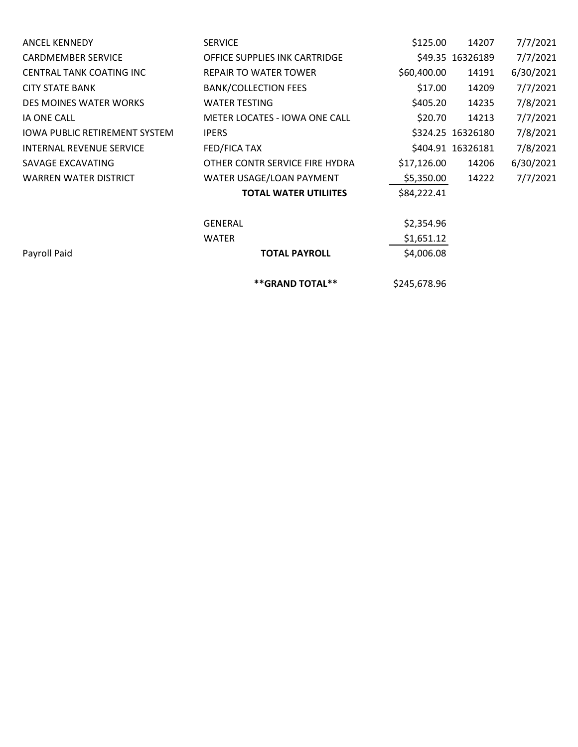| | | | | |
|---|---|---|---|---|
| ANCEL KENNEDY | SERVICE | $125.00 | 14207 | 7/7/2021 |
| CARDMEMBER SERVICE | OFFICE SUPPLIES INK CARTRIDGE | $49.35 | 16326189 | 7/7/2021 |
| CENTRAL TANK COATING INC | REPAIR TO WATER TOWER | $60,400.00 | 14191 | 6/30/2021 |
| CITY STATE BANK | BANK/COLLECTION FEES | $17.00 | 14209 | 7/7/2021 |
| DES MOINES WATER WORKS | WATER TESTING | $405.20 | 14235 | 7/8/2021 |
| IA ONE CALL | METER LOCATES - IOWA ONE CALL | $20.70 | 14213 | 7/7/2021 |
| IOWA PUBLIC RETIREMENT SYSTEM | IPERS | $324.25 | 16326180 | 7/8/2021 |
| INTERNAL REVENUE SERVICE | FED/FICA TAX | $404.91 | 16326181 | 7/8/2021 |
| SAVAGE EXCAVATING | OTHER CONTR SERVICE FIRE HYDRA | $17,126.00 | 14206 | 6/30/2021 |
| WARREN WATER DISTRICT | WATER USAGE/LOAN PAYMENT | $5,350.00 | 14222 | 7/7/2021 |
| | **TOTAL WATER UTILIITES** | $84,222.41 | | |
| | GENERAL | $2,354.96 | | |
| | WATER | $1,651.12 | | |
| Payroll Paid | **TOTAL PAYROLL** | $4,006.08 | | |
| | **\*\*GRAND TOTAL\*\*** | $245,678.96 | | |